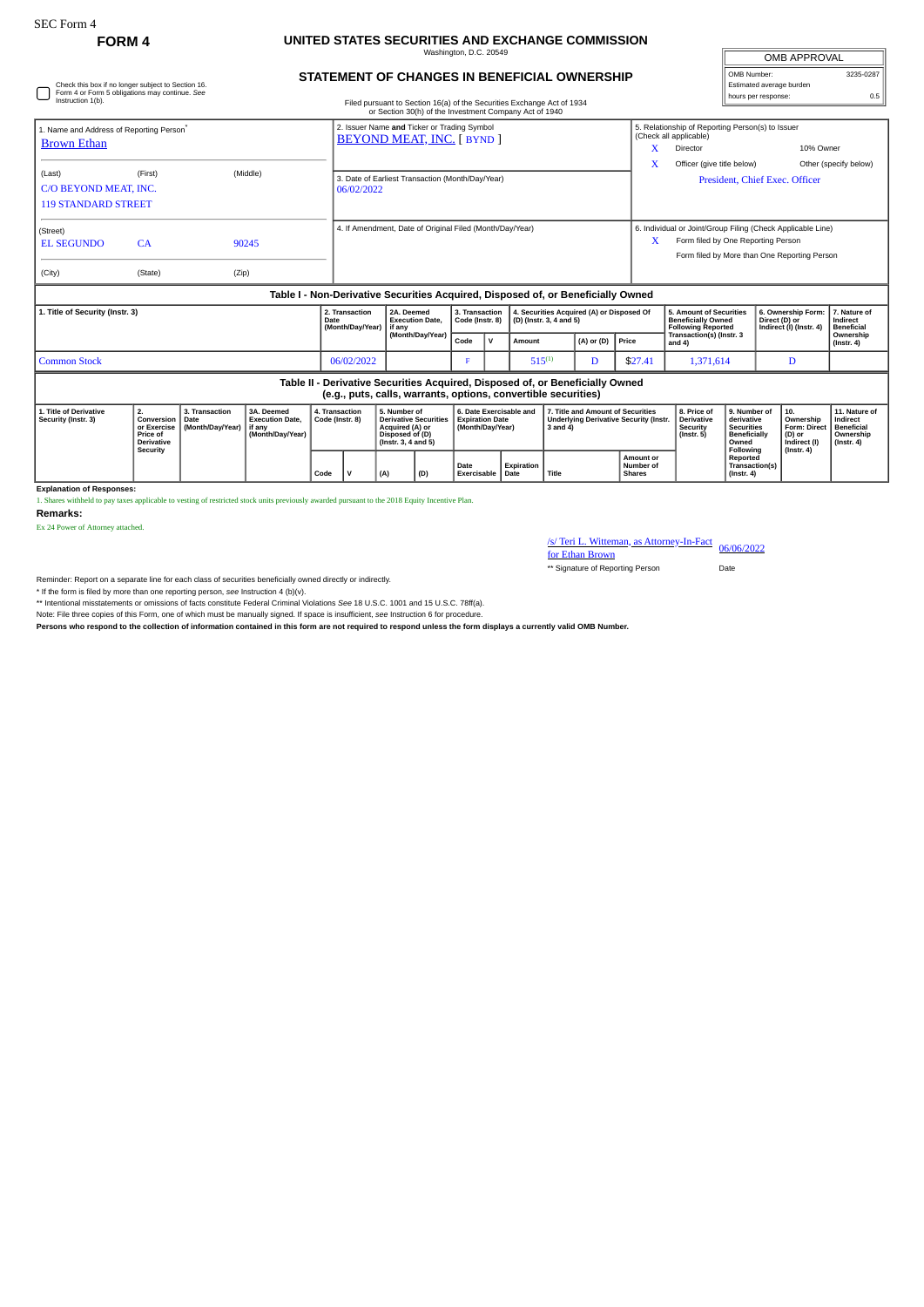SEC Form 4

**FORM 4**

# UNITED STATES SECURITIES AND EXCHANGE COMMISSION

Washington, D.C. 20549

## STATEMENT OF CHANGES IN BENEFICIAL OWNERSHIP

| OMB APPROVAL | |
|---|---|
| OMB Number: | 3235-0287 |
| Estimated average burden | |
| hours per response: | 0.5 |

☐ Check this box if no longer subject to Section 16. Form 4 or Form 5 obligations may continue. *See* Instruction 1(b).

Filed pursuant to Section 16(a) of the Securities Exchange Act of 1934 or Section 30(h) of the Investment Company Act of 1940

1. Name and Address of Reporting Person*
Brown Ethan

(Last) (First) (Middle)
C/O BEYOND MEAT, INC.
119 STANDARD STREET

(Street)
EL SEGUNDO CA 90245

(City) (State) (Zip)

2. Issuer Name **and** Ticker or Trading Symbol
BEYOND MEAT, INC. [ BYND ]

3. Date of Earliest Transaction (Month/Day/Year)
06/02/2022

4. If Amendment, Date of Original Filed (Month/Day/Year)

5. Relationship of Reporting Person(s) to Issuer (Check all applicable)
X Director
10% Owner
X Officer (give title below)
Other (specify below)
President, Chief Exec. Officer

6. Individual or Joint/Group Filing (Check Applicable Line)
X Form filed by One Reporting Person
Form filed by More than One Reporting Person

### Table I - Non-Derivative Securities Acquired, Disposed of, or Beneficially Owned

| 1. Title of Security (Instr. 3) | 2. Transaction Date (Month/Day/Year) | 2A. Deemed Execution Date, if any (Month/Day/Year) | 3. Transaction Code (Instr. 8) | | 4. Securities Acquired (A) or Disposed Of (D) (Instr. 3, 4 and 5) | | | 5. Amount of Securities Beneficially Owned Following Reported Transaction(s) (Instr. 3 and 4) | 6. Ownership Form: Direct (D) or Indirect (I) (Instr. 4) | 7. Nature of Indirect Beneficial Ownership (Instr. 4) |
|---|---|---|---|---|---|---|---|---|---|---|
| | | | Code | V | Amount | (A) or (D) | Price | | | |
| Common Stock | 06/02/2022 | | F | | 515[1] | D | $27.41 | 1,371,614 | D | |

### Table II - Derivative Securities Acquired, Disposed of, or Beneficially Owned (e.g., puts, calls, warrants, options, convertible securities)

| 1. Title of Derivative Security (Instr. 3) | 2. Conversion or Exercise Price of Derivative Security | 3. Transaction Date (Month/Day/Year) | 3A. Deemed Execution Date, if any (Month/Day/Year) | 4. Transaction Code (Instr. 8) | | 5. Number of Derivative Securities Acquired (A) or Disposed of (D) (Instr. 3, 4 and 5) | | 6. Date Exercisable and Expiration Date (Month/Day/Year) | | 7. Title and Amount of Securities Underlying Derivative Security (Instr. 3 and 4) | | 8. Price of Derivative Security (Instr. 5) | 9. Number of derivative Securities Beneficially Owned Following Reported Transaction(s) (Instr. 4) | 10. Ownership Form: Direct (D) or Indirect (I) (Instr. 4) | 11. Nature of Indirect Beneficial Ownership (Instr. 4) |
|---|---|---|---|---|---|---|---|---|---|---|---|---|---|---|---|
| | | | | Code | V | (A) | (D) | Date Exercisable | Expiration Date | Title | Amount or Number of Shares | | | | |

**Explanation of Responses:**

1. Shares withheld to pay taxes applicable to vesting of restricted stock units previously awarded pursuant to the 2018 Equity Incentive Plan.

**Remarks:**

Ex 24 Power of Attorney attached.

/s/ Teri L. Witteman, as Attorney-In-Fact for Ethan Brown 06/06/2022

** Signature of Reporting Person Date

Reminder: Report on a separate line for each class of securities beneficially owned directly or indirectly.

\* If the form is filed by more than one reporting person, *see* Instruction 4 (b)(v).

** Intentional misstatements or omissions of facts constitute Federal Criminal Violations *See* 18 U.S.C. 1001 and 15 U.S.C. 78ff(a).

Note: File three copies of this Form, one of which must be manually signed. If space is insufficient, *see* Instruction 6 for procedure.

**Persons who respond to the collection of information contained in this form are not required to respond unless the form displays a currently valid OMB Number.**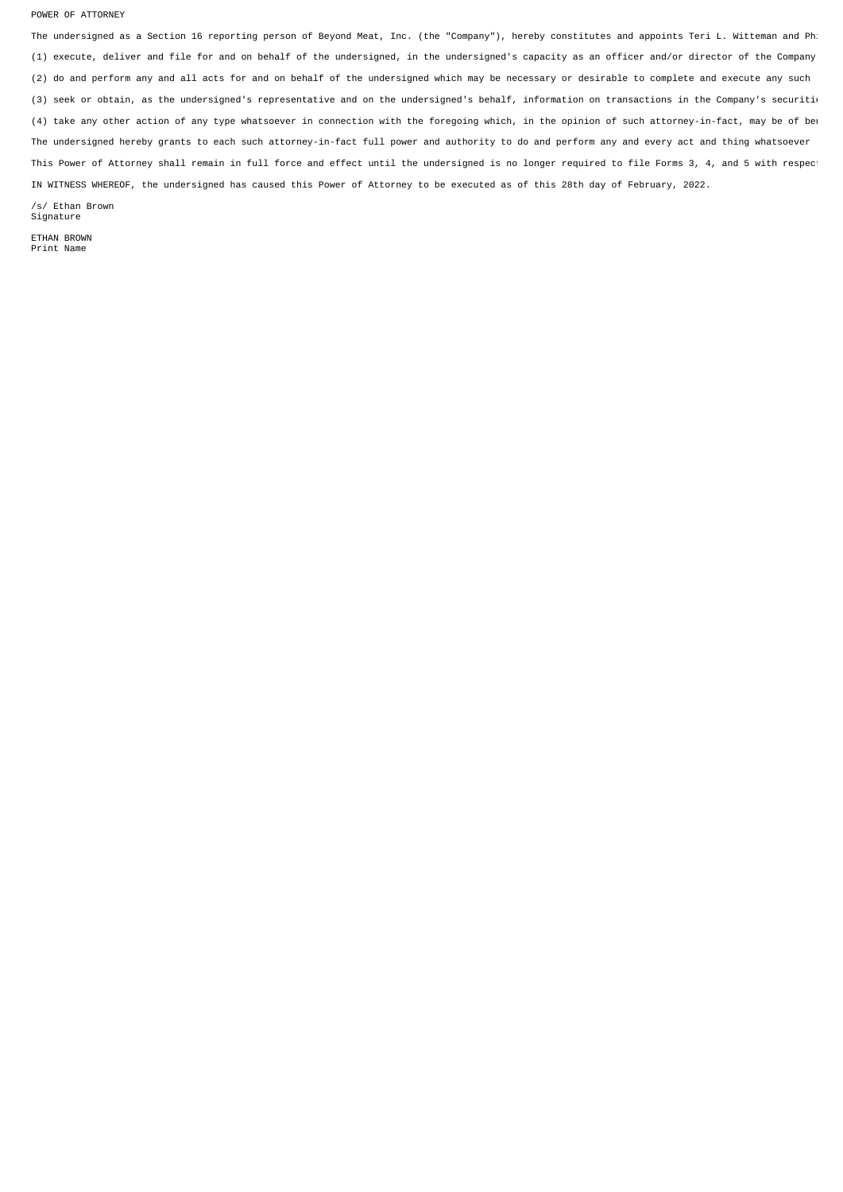POWER OF ATTORNEY

The undersigned as a Section 16 reporting person of Beyond Meat, Inc. (the "Company"), hereby constitutes and appoints Teri L. Witteman and Ph

(1) execute, deliver and file for and on behalf of the undersigned, in the undersigned's capacity as an officer and/or director of the Company

(2) do and perform any and all acts for and on behalf of the undersigned which may be necessary or desirable to complete and execute any such

(3) seek or obtain, as the undersigned's representative and on the undersigned's behalf, information on transactions in the Company's securiti

(4) take any other action of any type whatsoever in connection with the foregoing which, in the opinion of such attorney-in-fact, may be of be

The undersigned hereby grants to each such attorney-in-fact full power and authority to do and perform any and every act and thing whatsoever

This Power of Attorney shall remain in full force and effect until the undersigned is no longer required to file Forms 3, 4, and 5 with respec

IN WITNESS WHEREOF, the undersigned has caused this Power of Attorney to be executed as of this 28th day of February, 2022.

/s/ Ethan Brown
Signature

ETHAN BROWN
Print Name